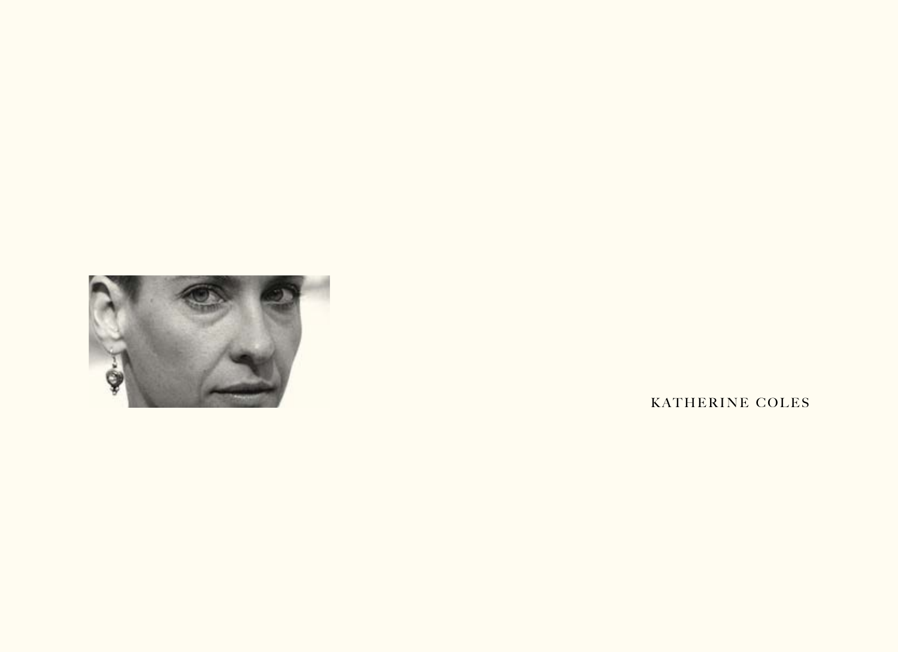KATHERINE COLES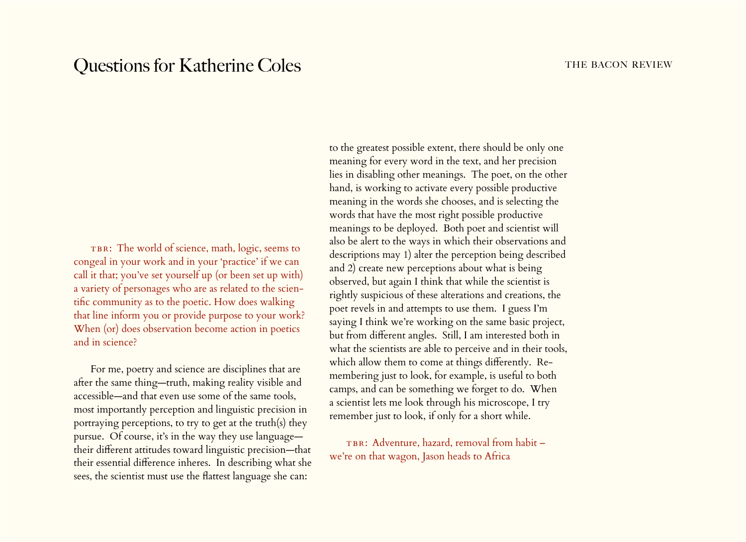# Questions for Katherine Coles

TBR: The world of science, math, logic, seems to congeal in your work and in your 'practice' if we can call it that; you've set yourself up (or been set up with) a variety of personages who are as related to the scientific community as to the poetic. How does walking that line inform you or provide purpose to your work? When (or) does observation become action in poetics and in science?

For me, poetry and science are disciplines that are after the same thing—truth, making reality visible and accessible—and that even use some of the same tools, most importantly perception and linguistic precision in portraying perceptions, to try to get at the truth(s) they pursue. Of course, it's in the way they use language—their different attitudes toward linguistic precision—that their essential difference inheres. In describing what she sees, the scientist must use the flattest language she can: to the greatest possible extent, there should be only one meaning for every word in the text, and her precision lies in disabling other meanings. The poet, on the other hand, is working to activate every possible productive meaning in the words she chooses, and is selecting the words that have the most right possible productive meanings to be deployed. Both poet and scientist will also be alert to the ways in which their observations and descriptions may 1) alter the perception being described and 2) create new perceptions about what is being observed, but again I think that while the scientist is rightly suspicious of these alterations and creations, the poet revels in and attempts to use them. I guess I'm saying I think we're working on the same basic project, but from different angles. Still, I am interested both in what the scientists are able to perceive and in their tools, which allow them to come at things differently. Remembering just to look, for example, is useful to both camps, and can be something we forget to do. When a scientist lets me look through his microscope, I try remember just to look, if only for a short while.

TBR: Adventure, hazard, removal from habit – we're on that wagon, Jason heads to Africa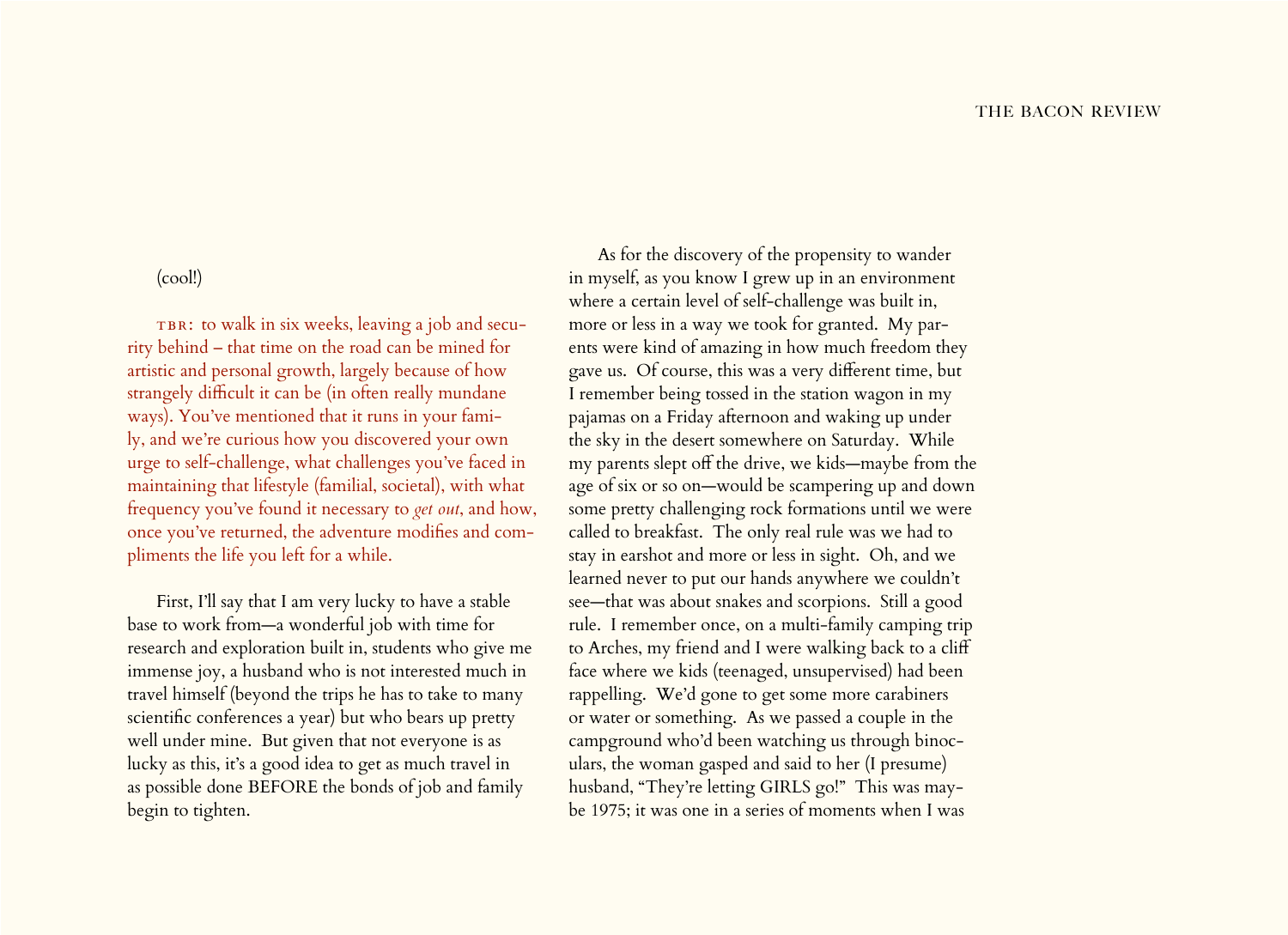(cool!)

TBR: to walk in six weeks, leaving a job and security behind – that time on the road can be mined for artistic and personal growth, largely because of how strangely difficult it can be (in often really mundane ways). You've mentioned that it runs in your family, and we're curious how you discovered your own urge to self-challenge, what challenges you've faced in maintaining that lifestyle (familial, societal), with what frequency you've found it necessary to *get out*, and how, once you've returned, the adventure modifies and compliments the life you left for a while.

First, I'll say that I am very lucky to have a stable base to work from—a wonderful job with time for research and exploration built in, students who give me immense joy, a husband who is not interested much in travel himself (beyond the trips he has to take to many scientific conferences a year) but who bears up pretty well under mine. But given that not everyone is as lucky as this, it's a good idea to get as much travel in as possible done BEFORE the bonds of job and family begin to tighten.

As for the discovery of the propensity to wander in myself, as you know I grew up in an environment where a certain level of self-challenge was built in, more or less in a way we took for granted. My parents were kind of amazing in how much freedom they gave us. Of course, this was a very different time, but I remember being tossed in the station wagon in my pajamas on a Friday afternoon and waking up under the sky in the desert somewhere on Saturday. While my parents slept off the drive, we kids—maybe from the age of six or so on—would be scampering up and down some pretty challenging rock formations until we were called to breakfast. The only real rule was we had to stay in earshot and more or less in sight. Oh, and we learned never to put our hands anywhere we couldn't see—that was about snakes and scorpions. Still a good rule. I remember once, on a multi-family camping trip to Arches, my friend and I were walking back to a cliff face where we kids (teenaged, unsupervised) had been rappelling. We'd gone to get some more carabiners or water or something. As we passed a couple in the campground who'd been watching us through binoculars, the woman gasped and said to her (I presume) husband, "They're letting GIRLS go!" This was maybe 1975; it was one in a series of moments when I was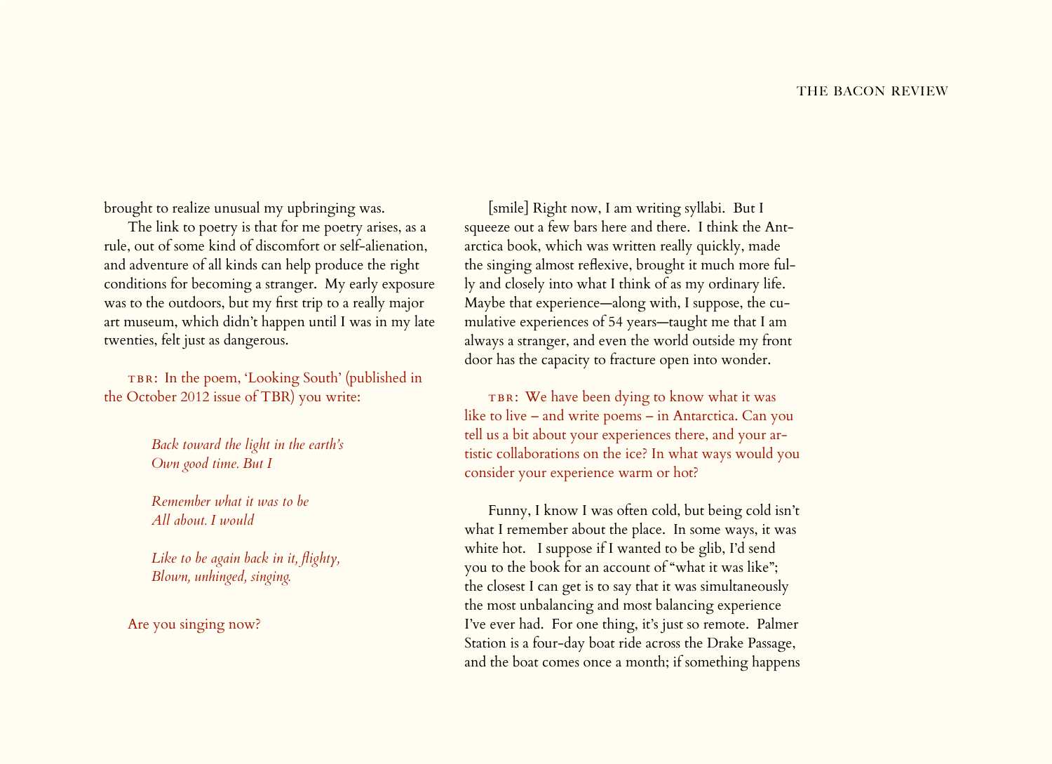brought to realize unusual my upbringing was.

The link to poetry is that for me poetry arises, as a rule, out of some kind of discomfort or self-alienation, and adventure of all kinds can help produce the right conditions for becoming a stranger. My early exposure was to the outdoors, but my first trip to a really major art museum, which didn't happen until I was in my late twenties, felt just as dangerous.

TBR: In the poem, 'Looking South' (published in the October 2012 issue of TBR) you write:

> *Back toward the light in the earth's*
> *Own good time. But I*
>
> *Remember what it was to be*
> *All about. I would*
>
> *Like to be again back in it, flighty,*
> *Blown, unhinged, singing.*

Are you singing now?

[smile] Right now, I am writing syllabi. But I squeeze out a few bars here and there. I think the Antarctica book, which was written really quickly, made the singing almost reflexive, brought it much more fully and closely into what I think of as my ordinary life. Maybe that experience—along with, I suppose, the cumulative experiences of 54 years—taught me that I am always a stranger, and even the world outside my front door has the capacity to fracture open into wonder.

TBR: We have been dying to know what it was like to live – and write poems – in Antarctica. Can you tell us a bit about your experiences there, and your artistic collaborations on the ice? In what ways would you consider your experience warm or hot?

Funny, I know I was often cold, but being cold isn't what I remember about the place. In some ways, it was white hot. I suppose if I wanted to be glib, I'd send you to the book for an account of "what it was like"; the closest I can get is to say that it was simultaneously the most unbalancing and most balancing experience I've ever had. For one thing, it's just so remote. Palmer Station is a four-day boat ride across the Drake Passage, and the boat comes once a month; if something happens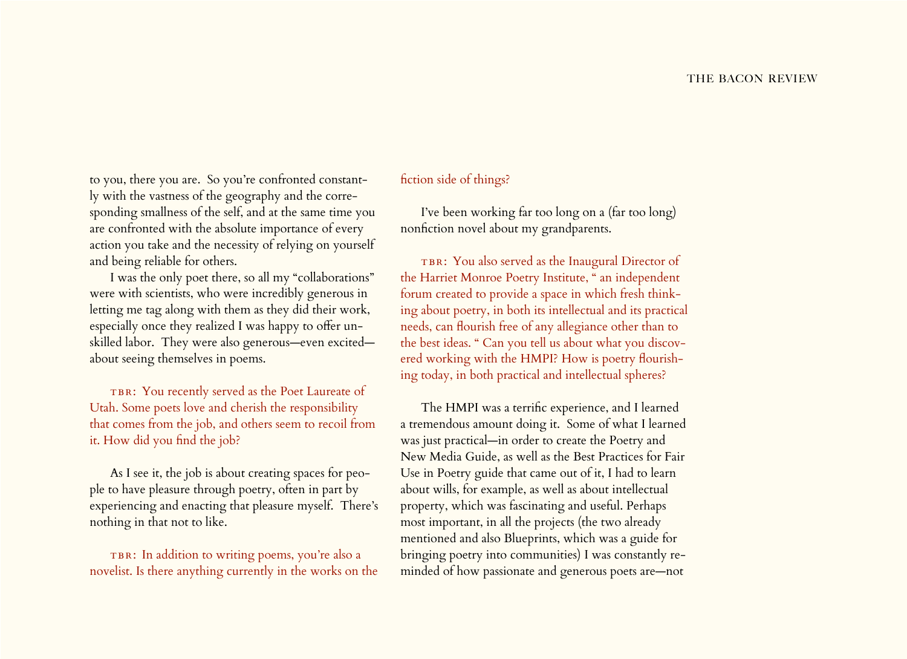to you, there you are. So you're confronted constantly with the vastness of the geography and the corresponding smallness of the self, and at the same time you are confronted with the absolute importance of every action you take and the necessity of relying on yourself and being reliable for others.

I was the only poet there, so all my "collaborations" were with scientists, who were incredibly generous in letting me tag along with them as they did their work, especially once they realized I was happy to offer unskilled labor. They were also generous—even excited—about seeing themselves in poems.

TBR: You recently served as the Poet Laureate of Utah. Some poets love and cherish the responsibility that comes from the job, and others seem to recoil from it. How did you find the job?

As I see it, the job is about creating spaces for people to have pleasure through poetry, often in part by experiencing and enacting that pleasure myself. There's nothing in that not to like.

TBR: In addition to writing poems, you're also a novelist. Is there anything currently in the works on the fiction side of things?

I've been working far too long on a (far too long) nonfiction novel about my grandparents.

TBR: You also served as the Inaugural Director of the Harriet Monroe Poetry Institute, " an independent forum created to provide a space in which fresh thinking about poetry, in both its intellectual and its practical needs, can flourish free of any allegiance other than to the best ideas. " Can you tell us about what you discovered working with the HMPI? How is poetry flourishing today, in both practical and intellectual spheres?

The HMPI was a terrific experience, and I learned a tremendous amount doing it. Some of what I learned was just practical—in order to create the Poetry and New Media Guide, as well as the Best Practices for Fair Use in Poetry guide that came out of it, I had to learn about wills, for example, as well as about intellectual property, which was fascinating and useful. Perhaps most important, in all the projects (the two already mentioned and also Blueprints, which was a guide for bringing poetry into communities) I was constantly reminded of how passionate and generous poets are—not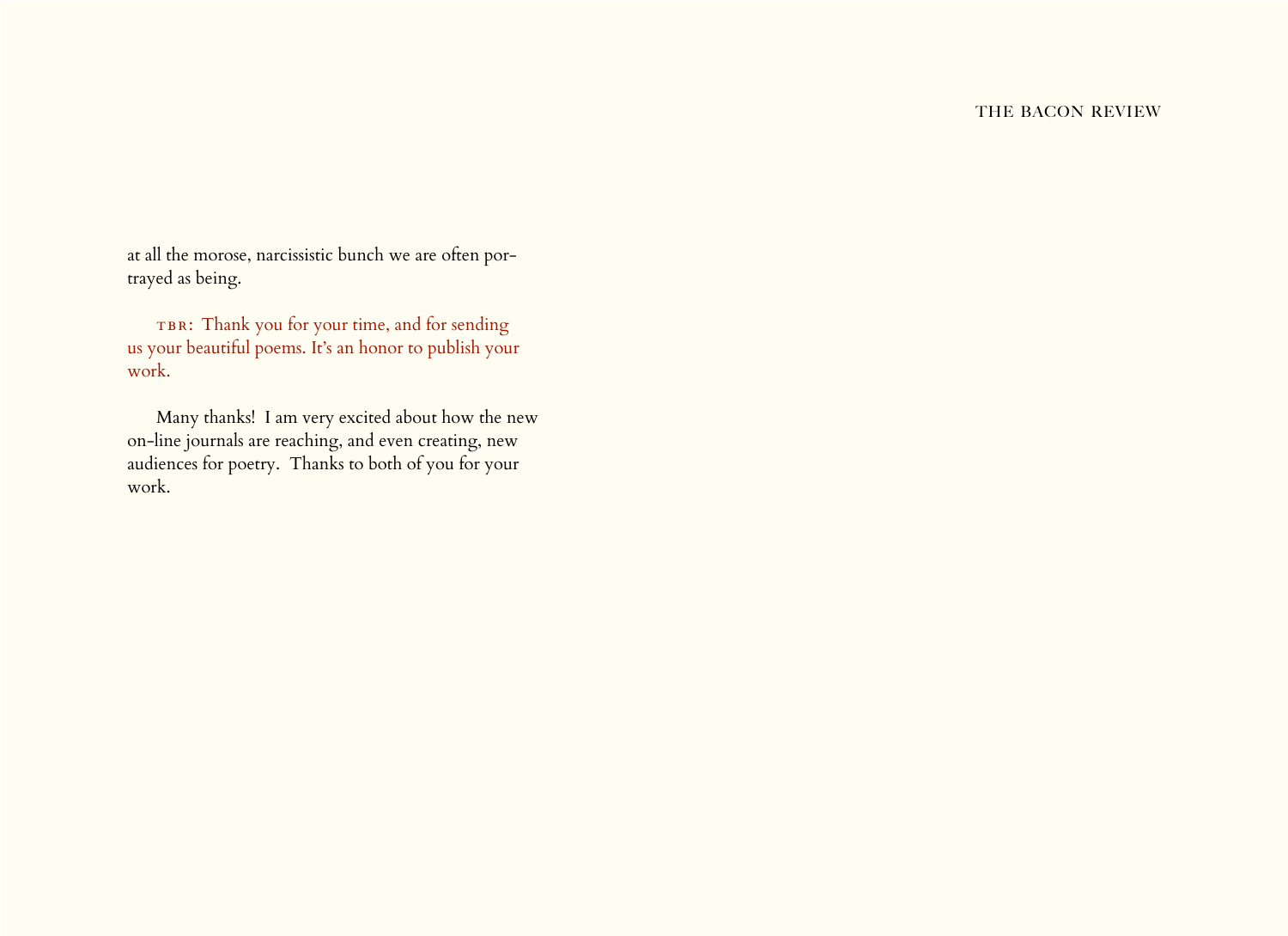at all the morose, narcissistic bunch we are often portrayed as being.

TBR: Thank you for your time, and for sending us your beautiful poems. It's an honor to publish your work.

Many thanks! I am very excited about how the new on-line journals are reaching, and even creating, new audiences for poetry. Thanks to both of you for your work.